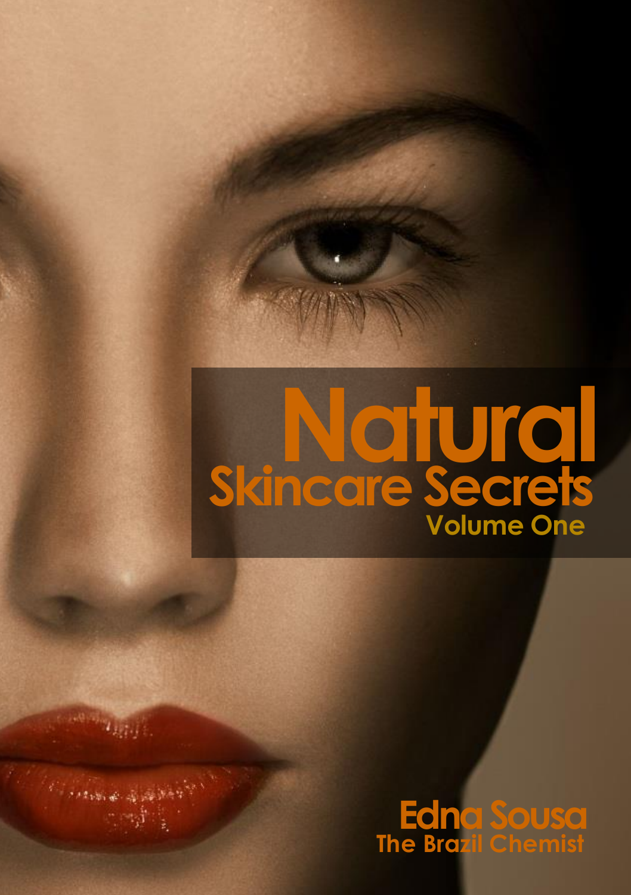# Natural

## Skincare Secrets

### Volume One

**Edna Sousa**

**The Brazil Chemist**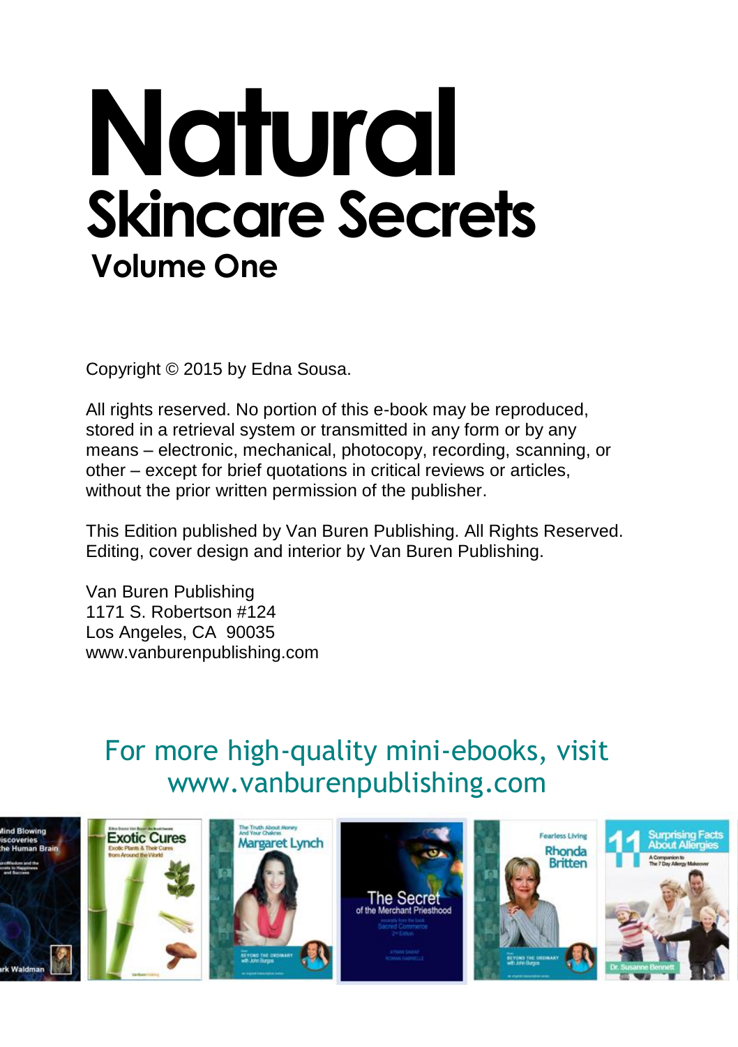# Natural
## Skincare Secrets
### Volume One

Copyright © 2015 by Edna Sousa.

All rights reserved. No portion of this e-book may be reproduced, stored in a retrieval system or transmitted in any form or by any means – electronic, mechanical, photocopy, recording, scanning, or other – except for brief quotations in critical reviews or articles, without the prior written permission of the publisher.

This Edition published by Van Buren Publishing. All Rights Reserved. Editing, cover design and interior by Van Buren Publishing.

Van Buren Publishing
1171 S. Robertson #124
Los Angeles, CA 90035
www.vanburenpublishing.com

For more high-quality mini-ebooks, visit www.vanburenpublishing.com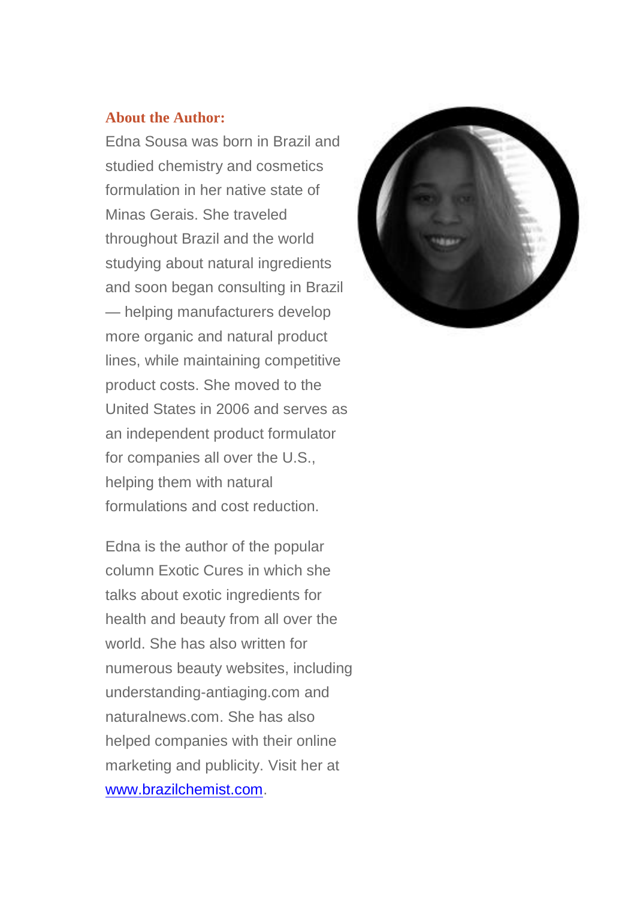**About the Author:**

Edna Sousa was born in Brazil and studied chemistry and cosmetics formulation in her native state of Minas Gerais. She traveled throughout Brazil and the world studying about natural ingredients and soon began consulting in Brazil — helping manufacturers develop more organic and natural product lines, while maintaining competitive product costs. She moved to the United States in 2006 and serves as an independent product formulator for companies all over the U.S., helping them with natural formulations and cost reduction.

Edna is the author of the popular column Exotic Cures in which she talks about exotic ingredients for health and beauty from all over the world. She has also written for numerous beauty websites, including understanding-antiaging.com and naturalnews.com. She has also helped companies with their online marketing and publicity. Visit her at [www.brazilchemist.com](http://www.brazilchemist.com).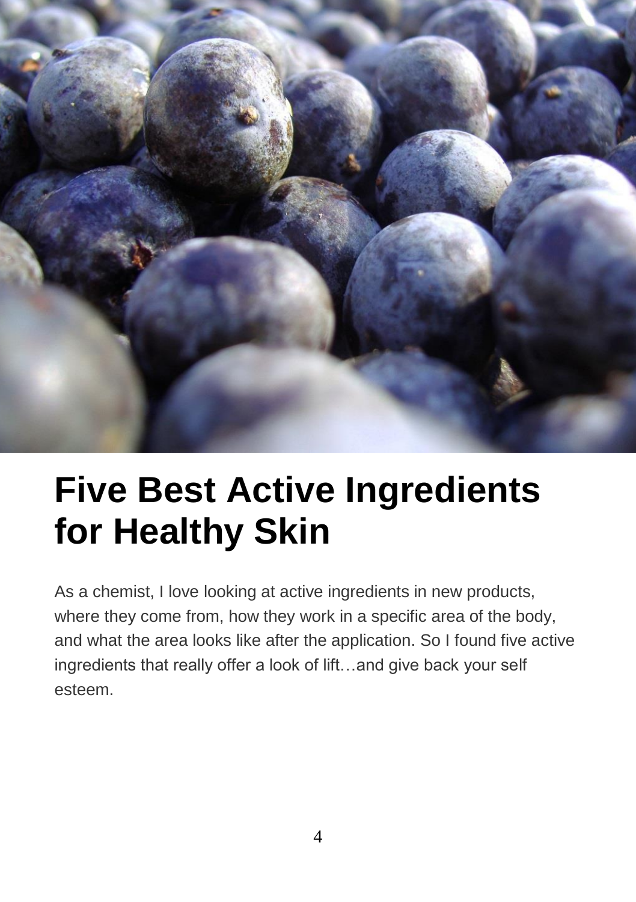# Five Best Active Ingredients for Healthy Skin

As a chemist, I love looking at active ingredients in new products, where they come from, how they work in a specific area of the body, and what the area looks like after the application. So I found five active ingredients that really offer a look of lift…and give back your self esteem.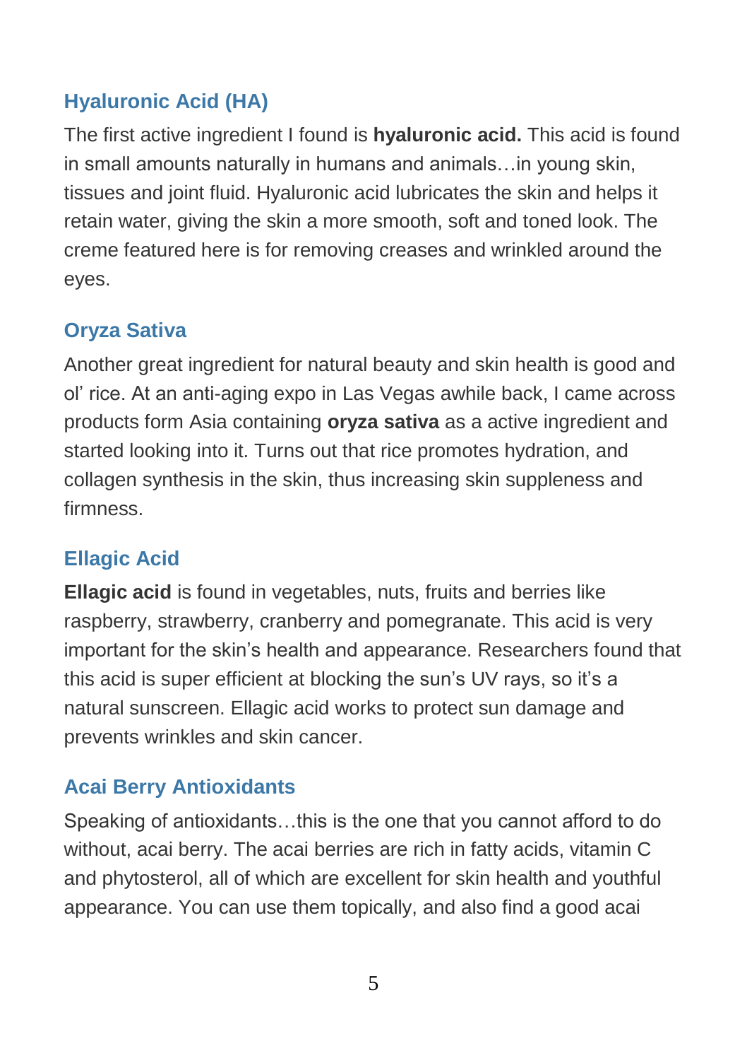### Hyaluronic Acid (HA)

The first active ingredient I found is **hyaluronic acid.** This acid is found in small amounts naturally in humans and animals…in young skin, tissues and joint fluid. Hyaluronic acid lubricates the skin and helps it retain water, giving the skin a more smooth, soft and toned look. The creme featured here is for removing creases and wrinkled around the eyes.

### Oryza Sativa

Another great ingredient for natural beauty and skin health is good and ol' rice. At an anti-aging expo in Las Vegas awhile back, I came across products form Asia containing **oryza sativa** as a active ingredient and started looking into it. Turns out that rice promotes hydration, and collagen synthesis in the skin, thus increasing skin suppleness and firmness.

### Ellagic Acid

**Ellagic acid** is found in vegetables, nuts, fruits and berries like raspberry, strawberry, cranberry and pomegranate. This acid is very important for the skin's health and appearance. Researchers found that this acid is super efficient at blocking the sun's UV rays, so it's a natural sunscreen. Ellagic acid works to protect sun damage and prevents wrinkles and skin cancer.

### Acai Berry Antioxidants

Speaking of antioxidants…this is the one that you cannot afford to do without, acai berry. The acai berries are rich in fatty acids, vitamin C and phytosterol, all of which are excellent for skin health and youthful appearance. You can use them topically, and also find a good acai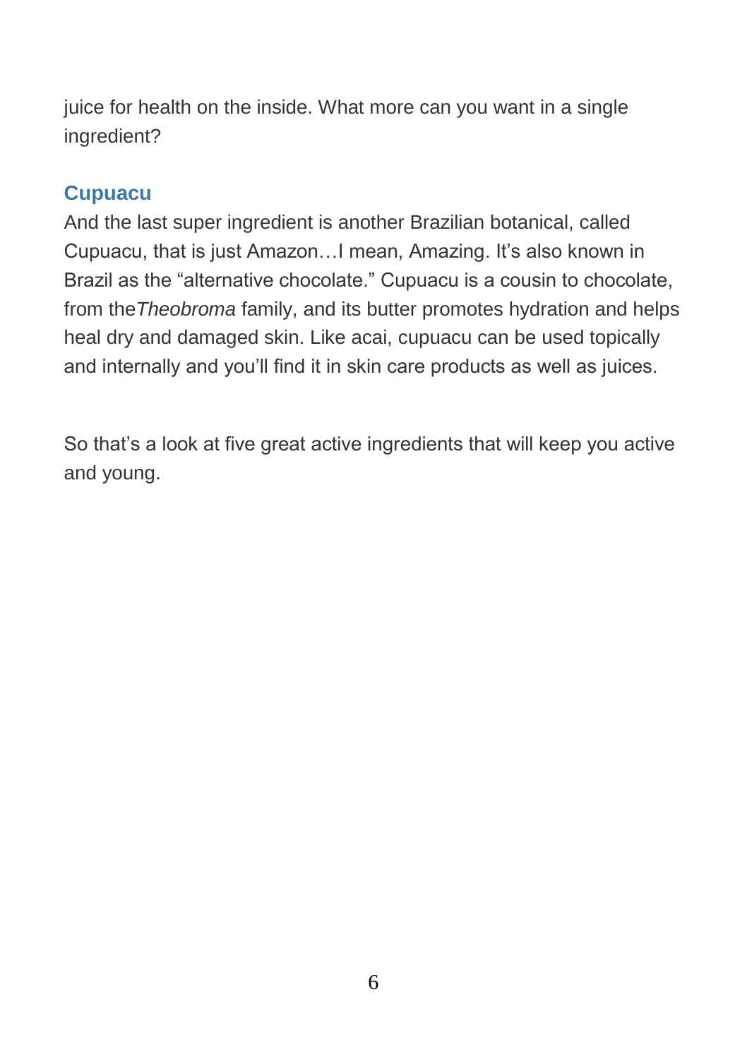juice for health on the inside. What more can you want in a single ingredient?

### Cupuacu

And the last super ingredient is another Brazilian botanical, called Cupuacu, that is just Amazon…I mean, Amazing. It's also known in Brazil as the "alternative chocolate." Cupuacu is a cousin to chocolate, from the *Theobroma* family, and its butter promotes hydration and helps heal dry and damaged skin. Like acai, cupuacu can be used topically and internally and you'll find it in skin care products as well as juices.

So that's a look at five great active ingredients that will keep you active and young.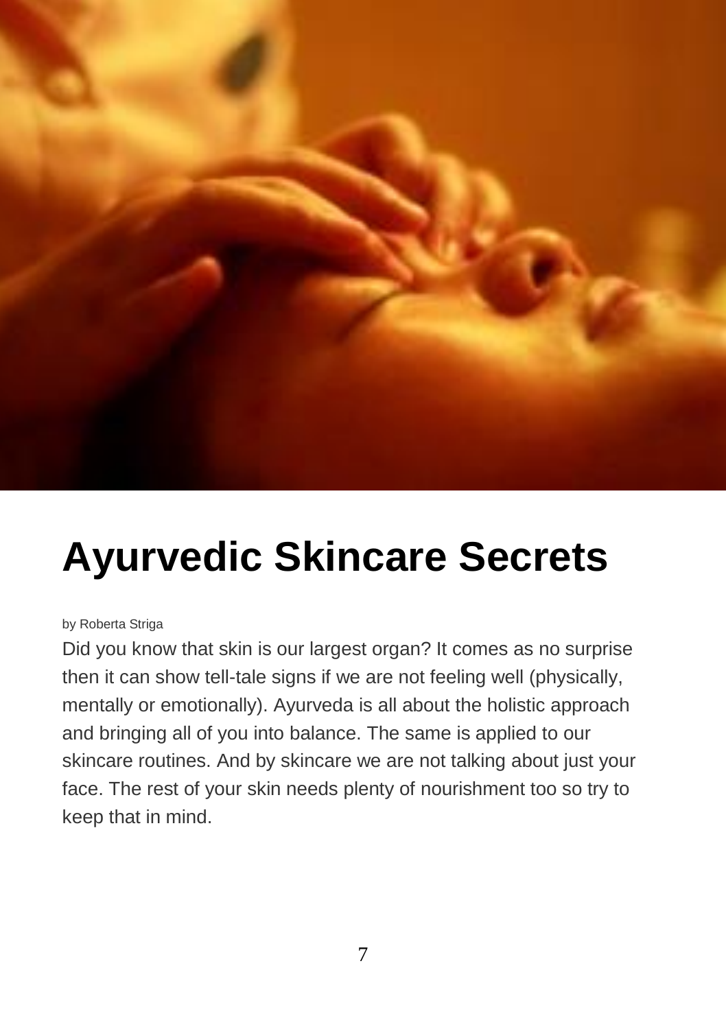# Ayurvedic Skincare Secrets

by Roberta Striga

Did you know that skin is our largest organ? It comes as no surprise then it can show tell-tale signs if we are not feeling well (physically, mentally or emotionally). Ayurveda is all about the holistic approach and bringing all of you into balance. The same is applied to our skincare routines. And by skincare we are not talking about just your face. The rest of your skin needs plenty of nourishment too so try to keep that in mind.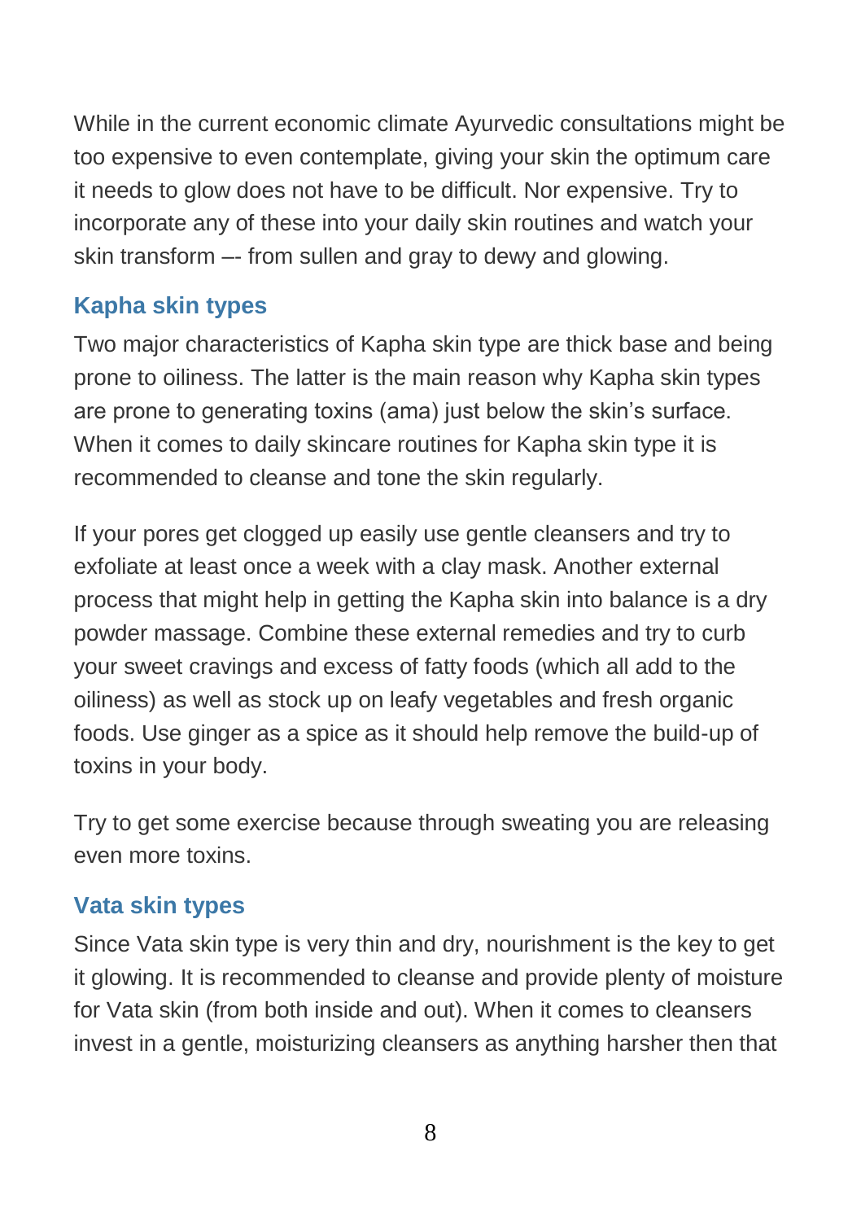While in the current economic climate Ayurvedic consultations might be too expensive to even contemplate, giving your skin the optimum care it needs to glow does not have to be difficult. Nor expensive. Try to incorporate any of these into your daily skin routines and watch your skin transform –- from sullen and gray to dewy and glowing.

### Kapha skin types

Two major characteristics of Kapha skin type are thick base and being prone to oiliness. The latter is the main reason why Kapha skin types are prone to generating toxins (ama) just below the skin's surface. When it comes to daily skincare routines for Kapha skin type it is recommended to cleanse and tone the skin regularly.

If your pores get clogged up easily use gentle cleansers and try to exfoliate at least once a week with a clay mask. Another external process that might help in getting the Kapha skin into balance is a dry powder massage. Combine these external remedies and try to curb your sweet cravings and excess of fatty foods (which all add to the oiliness) as well as stock up on leafy vegetables and fresh organic foods. Use ginger as a spice as it should help remove the build-up of toxins in your body.

Try to get some exercise because through sweating you are releasing even more toxins.

### Vata skin types

Since Vata skin type is very thin and dry, nourishment is the key to get it glowing. It is recommended to cleanse and provide plenty of moisture for Vata skin (from both inside and out). When it comes to cleansers invest in a gentle, moisturizing cleansers as anything harsher then that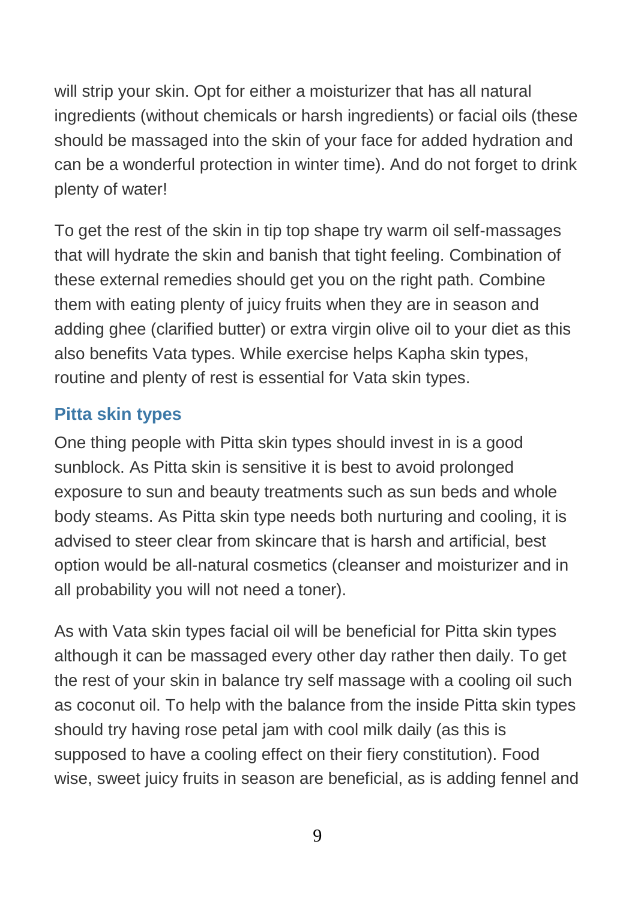will strip your skin. Opt for either a moisturizer that has all natural ingredients (without chemicals or harsh ingredients) or facial oils (these should be massaged into the skin of your face for added hydration and can be a wonderful protection in winter time). And do not forget to drink plenty of water!

To get the rest of the skin in tip top shape try warm oil self-massages that will hydrate the skin and banish that tight feeling. Combination of these external remedies should get you on the right path. Combine them with eating plenty of juicy fruits when they are in season and adding ghee (clarified butter) or extra virgin olive oil to your diet as this also benefits Vata types. While exercise helps Kapha skin types, routine and plenty of rest is essential for Vata skin types.

### Pitta skin types

One thing people with Pitta skin types should invest in is a good sunblock. As Pitta skin is sensitive it is best to avoid prolonged exposure to sun and beauty treatments such as sun beds and whole body steams. As Pitta skin type needs both nurturing and cooling, it is advised to steer clear from skincare that is harsh and artificial, best option would be all-natural cosmetics (cleanser and moisturizer and in all probability you will not need a toner).

As with Vata skin types facial oil will be beneficial for Pitta skin types although it can be massaged every other day rather then daily. To get the rest of your skin in balance try self massage with a cooling oil such as coconut oil. To help with the balance from the inside Pitta skin types should try having rose petal jam with cool milk daily (as this is supposed to have a cooling effect on their fiery constitution). Food wise, sweet juicy fruits in season are beneficial, as is adding fennel and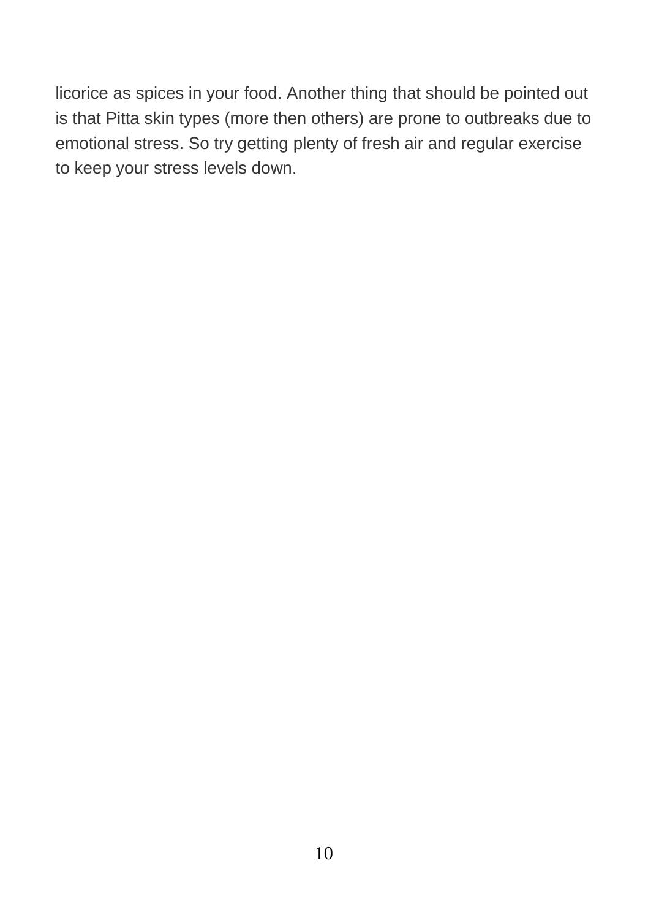licorice as spices in your food. Another thing that should be pointed out is that Pitta skin types (more then others) are prone to outbreaks due to emotional stress. So try getting plenty of fresh air and regular exercise to keep your stress levels down.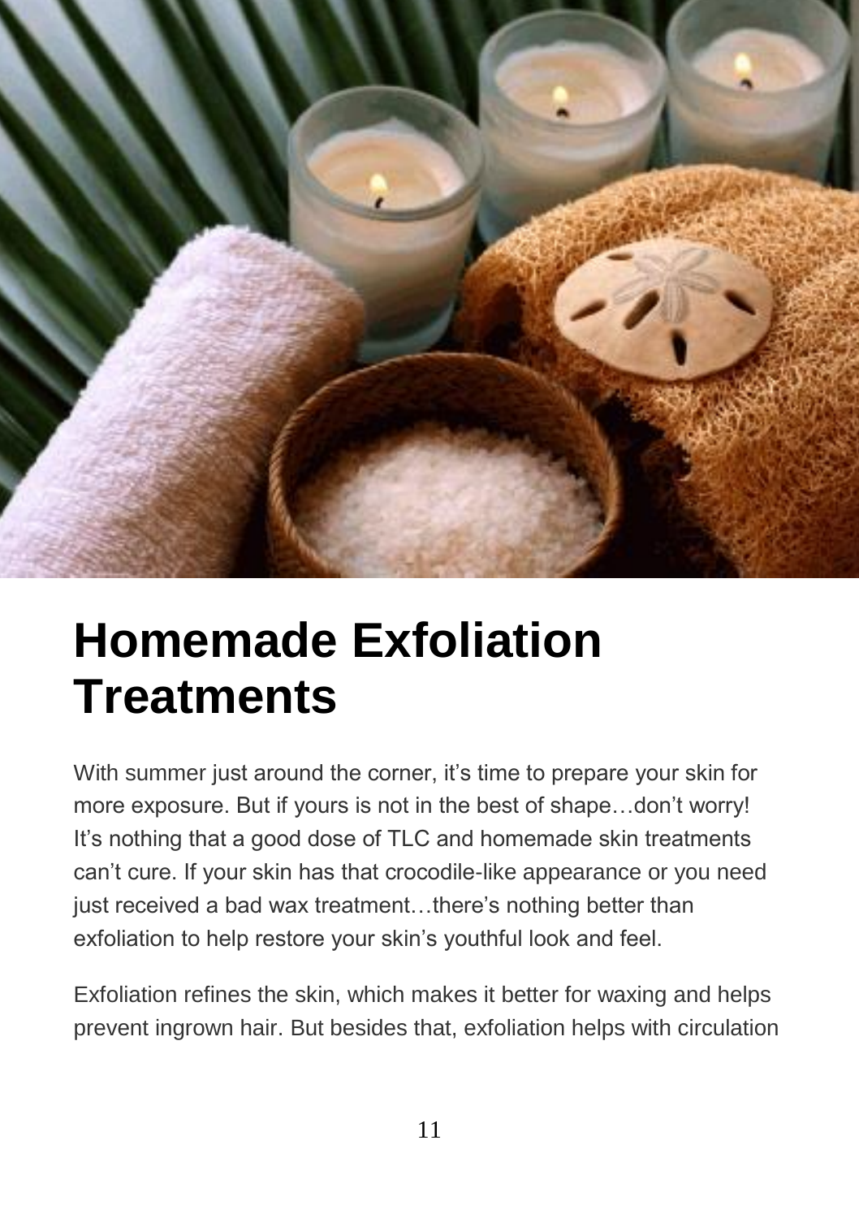# Homemade Exfoliation Treatments

With summer just around the corner, it's time to prepare your skin for more exposure. But if yours is not in the best of shape…don't worry! It's nothing that a good dose of TLC and homemade skin treatments can't cure. If your skin has that crocodile-like appearance or you need just received a bad wax treatment…there's nothing better than exfoliation to help restore your skin's youthful look and feel.

Exfoliation refines the skin, which makes it better for waxing and helps prevent ingrown hair. But besides that, exfoliation helps with circulation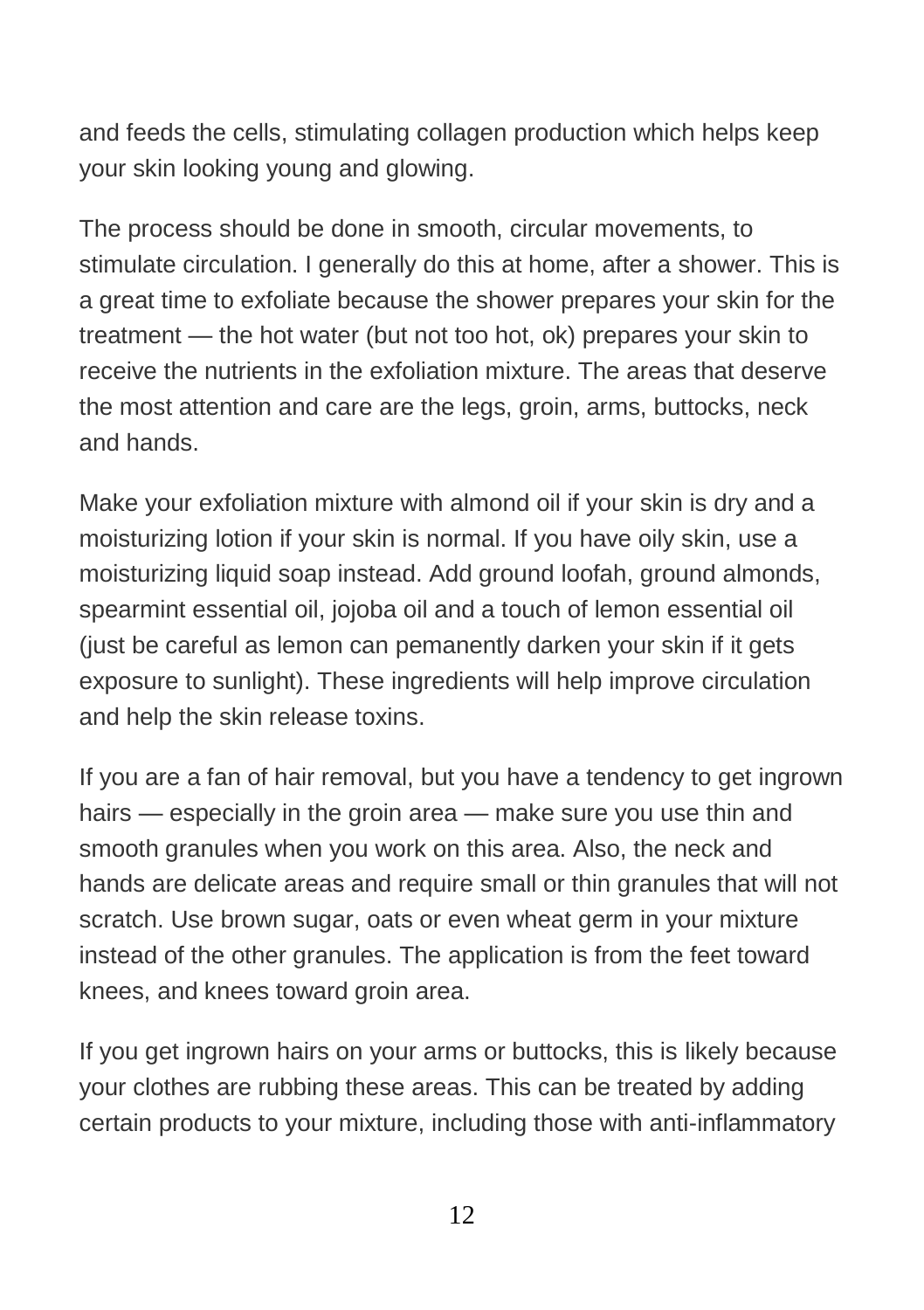and feeds the cells, stimulating collagen production which helps keep your skin looking young and glowing.

The process should be done in smooth, circular movements, to stimulate circulation. I generally do this at home, after a shower. This is a great time to exfoliate because the shower prepares your skin for the treatment — the hot water (but not too hot, ok) prepares your skin to receive the nutrients in the exfoliation mixture. The areas that deserve the most attention and care are the legs, groin, arms, buttocks, neck and hands.

Make your exfoliation mixture with almond oil if your skin is dry and a moisturizing lotion if your skin is normal. If you have oily skin, use a moisturizing liquid soap instead. Add ground loofah, ground almonds, spearmint essential oil, jojoba oil and a touch of lemon essential oil (just be careful as lemon can pemanently darken your skin if it gets exposure to sunlight). These ingredients will help improve circulation and help the skin release toxins.

If you are a fan of hair removal, but you have a tendency to get ingrown hairs — especially in the groin area — make sure you use thin and smooth granules when you work on this area. Also, the neck and hands are delicate areas and require small or thin granules that will not scratch. Use brown sugar, oats or even wheat germ in your mixture instead of the other granules. The application is from the feet toward knees, and knees toward groin area.

If you get ingrown hairs on your arms or buttocks, this is likely because your clothes are rubbing these areas. This can be treated by adding certain products to your mixture, including those with anti-inflammatory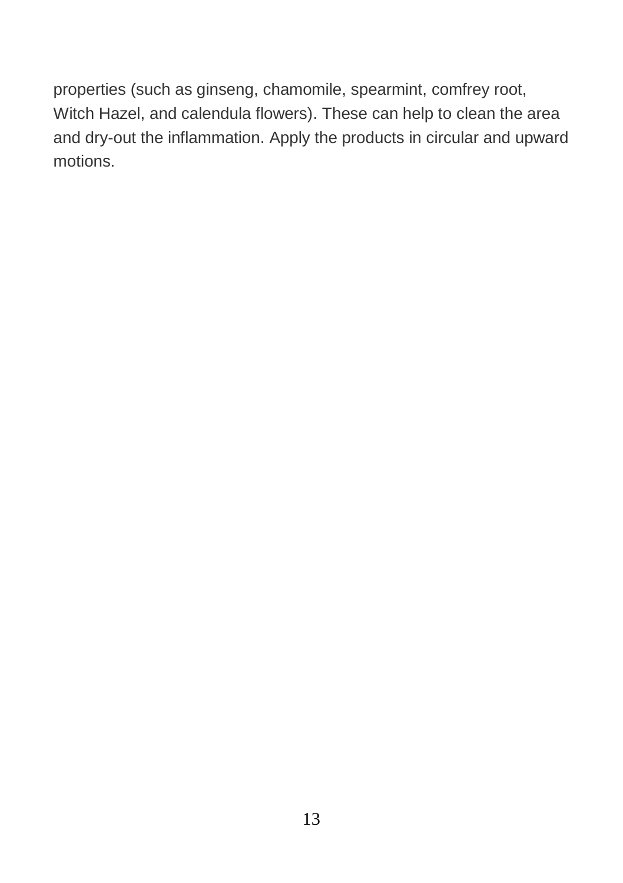properties (such as ginseng, chamomile, spearmint, comfrey root, Witch Hazel, and calendula flowers). These can help to clean the area and dry-out the inflammation. Apply the products in circular and upward motions.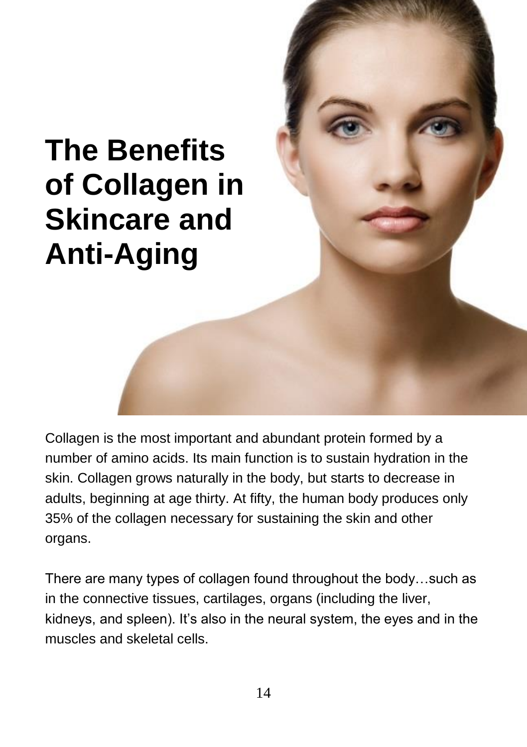# The Benefits of Collagen in Skincare and Anti-Aging

Collagen is the most important and abundant protein formed by a number of amino acids. Its main function is to sustain hydration in the skin. Collagen grows naturally in the body, but starts to decrease in adults, beginning at age thirty. At fifty, the human body produces only 35% of the collagen necessary for sustaining the skin and other organs.

There are many types of collagen found throughout the body…such as in the connective tissues, cartilages, organs (including the liver, kidneys, and spleen). It's also in the neural system, the eyes and in the muscles and skeletal cells.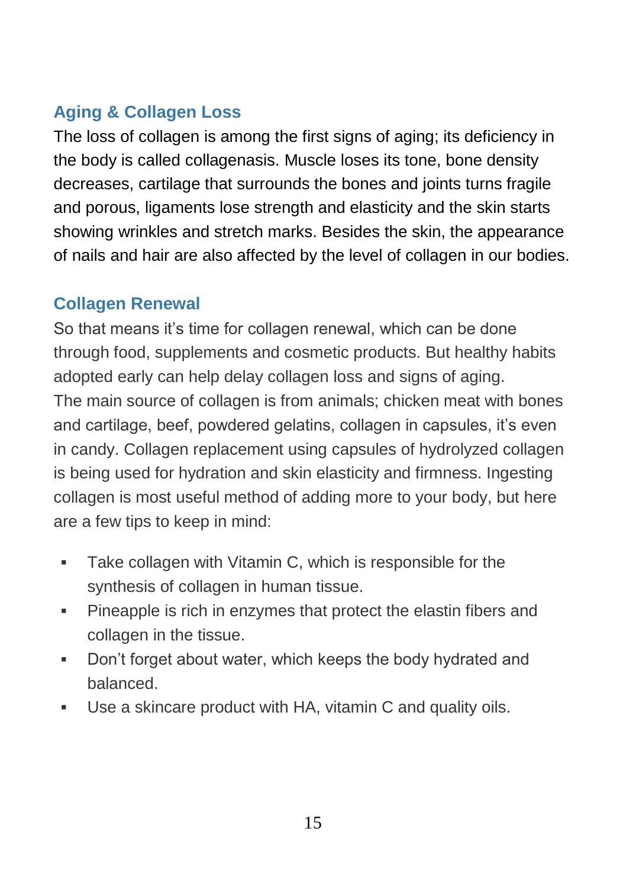## Aging & Collagen Loss

The loss of collagen is among the first signs of aging; its deficiency in the body is called collagenasis. Muscle loses its tone, bone density decreases, cartilage that surrounds the bones and joints turns fragile and porous, ligaments lose strength and elasticity and the skin starts showing wrinkles and stretch marks. Besides the skin, the appearance of nails and hair are also affected by the level of collagen in our bodies.

## Collagen Renewal

So that means it's time for collagen renewal, which can be done through food, supplements and cosmetic products. But healthy habits adopted early can help delay collagen loss and signs of aging.
The main source of collagen is from animals; chicken meat with bones and cartilage, beef, powdered gelatins, collagen in capsules, it's even in candy. Collagen replacement using capsules of hydrolyzed collagen is being used for hydration and skin elasticity and firmness. Ingesting collagen is most useful method of adding more to your body, but here are a few tips to keep in mind:

- Take collagen with Vitamin C, which is responsible for the synthesis of collagen in human tissue.
- Pineapple is rich in enzymes that protect the elastin fibers and collagen in the tissue.
- Don't forget about water, which keeps the body hydrated and balanced.
- Use a skincare product with HA, vitamin C and quality oils.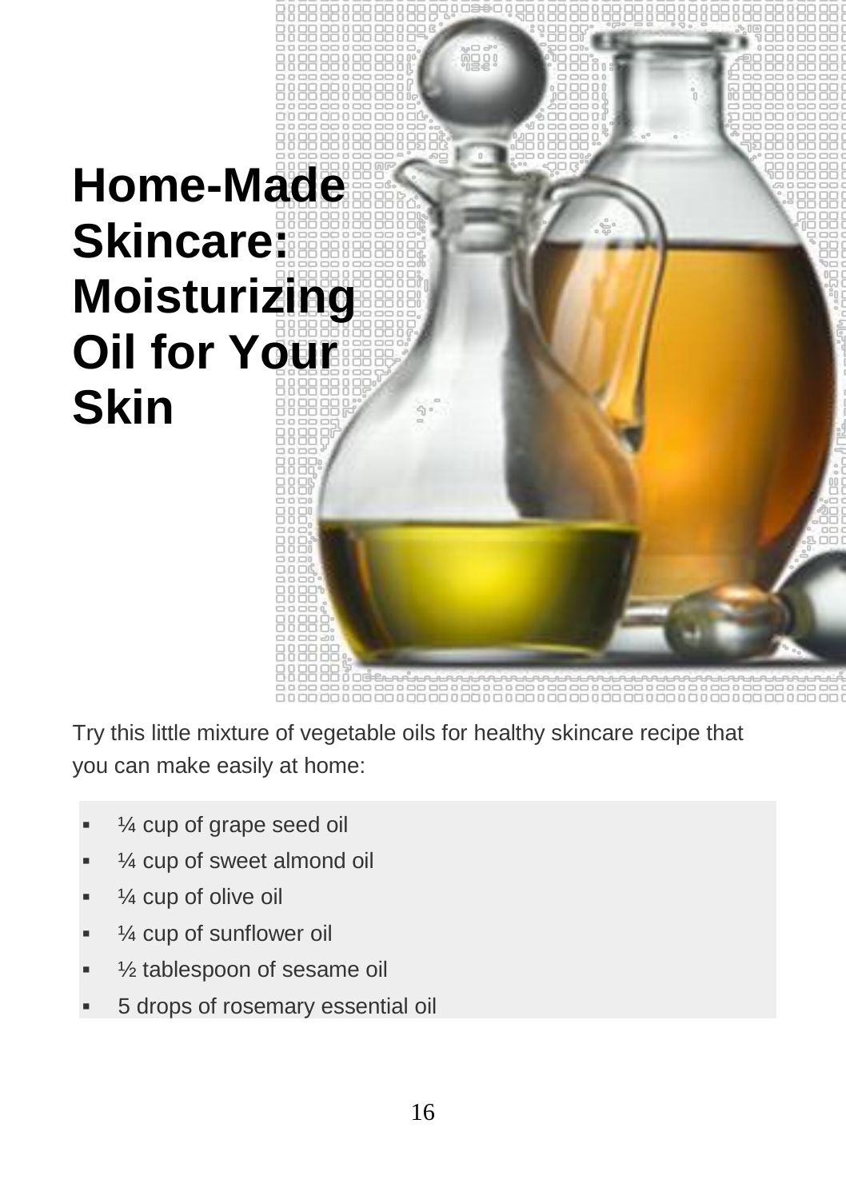# Home-Made Skincare: Moisturizing Oil for Your Skin

Try this little mixture of vegetable oils for healthy skincare recipe that you can make easily at home:

- ¼ cup of grape seed oil
- ¼ cup of sweet almond oil
- ¼ cup of olive oil
- ¼ cup of sunflower oil
- ½ tablespoon of sesame oil
- 5 drops of rosemary essential oil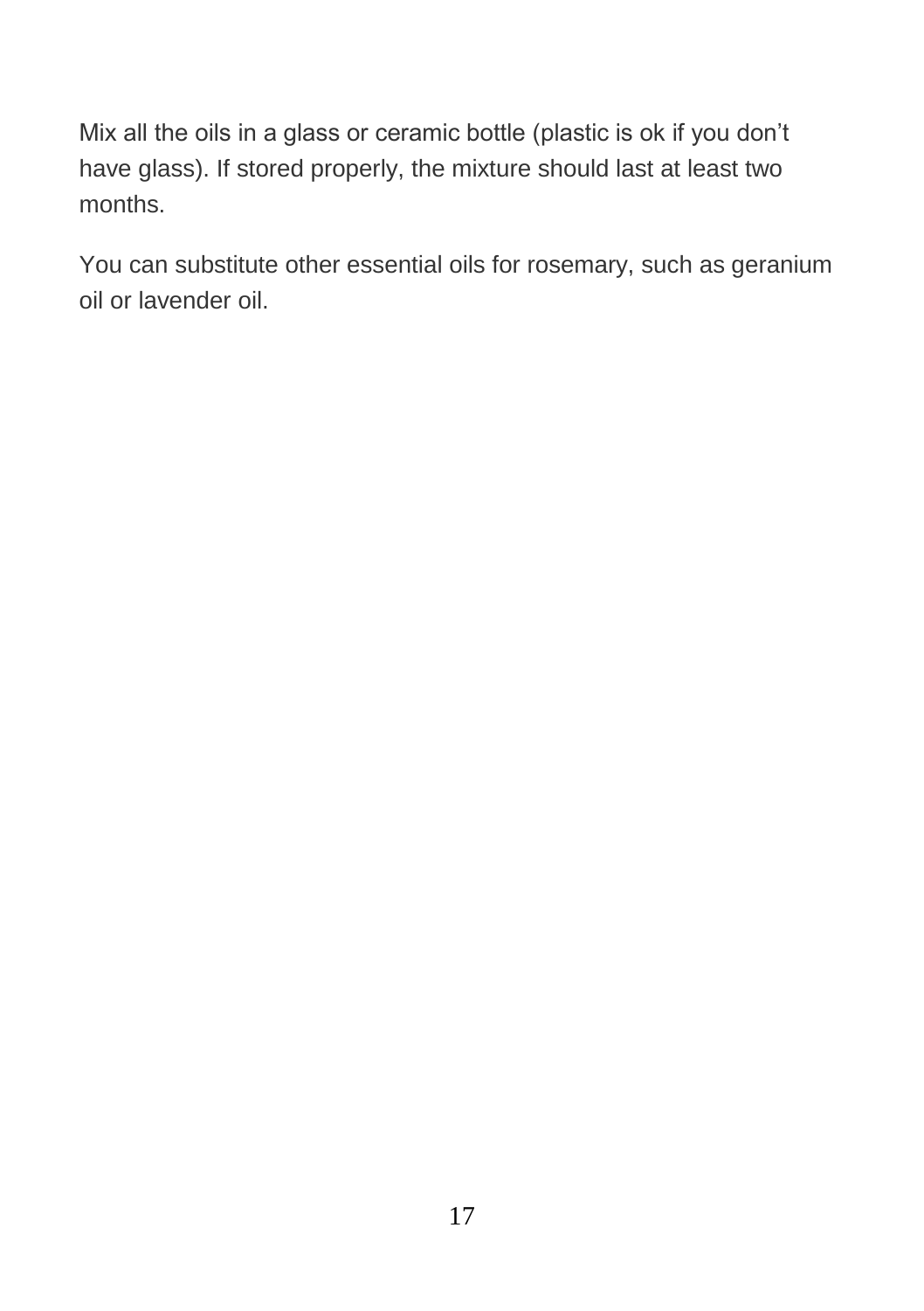Mix all the oils in a glass or ceramic bottle (plastic is ok if you don’t have glass). If stored properly, the mixture should last at least two months.

You can substitute other essential oils for rosemary, such as geranium oil or lavender oil.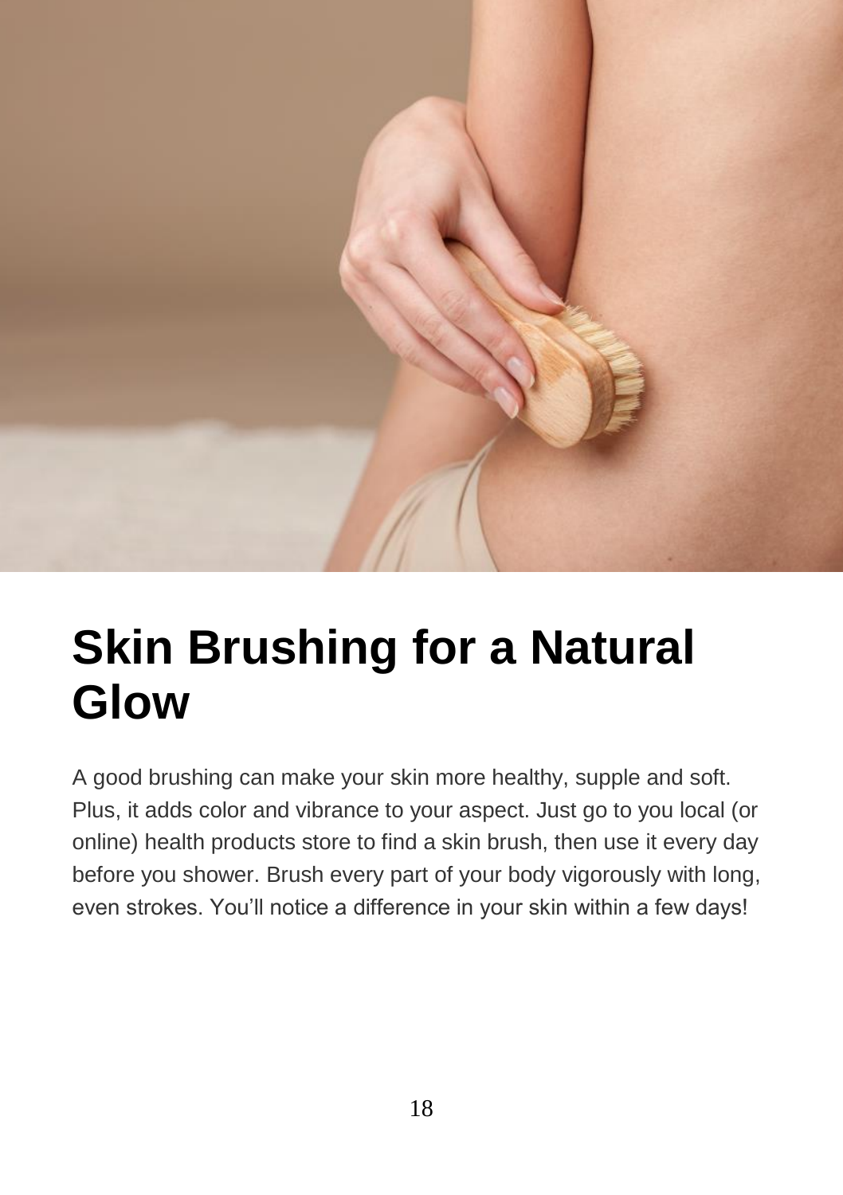# Skin Brushing for a Natural Glow

A good brushing can make your skin more healthy, supple and soft. Plus, it adds color and vibrance to your aspect. Just go to you local (or online) health products store to find a skin brush, then use it every day before you shower. Brush every part of your body vigorously with long, even strokes. You'll notice a difference in your skin within a few days!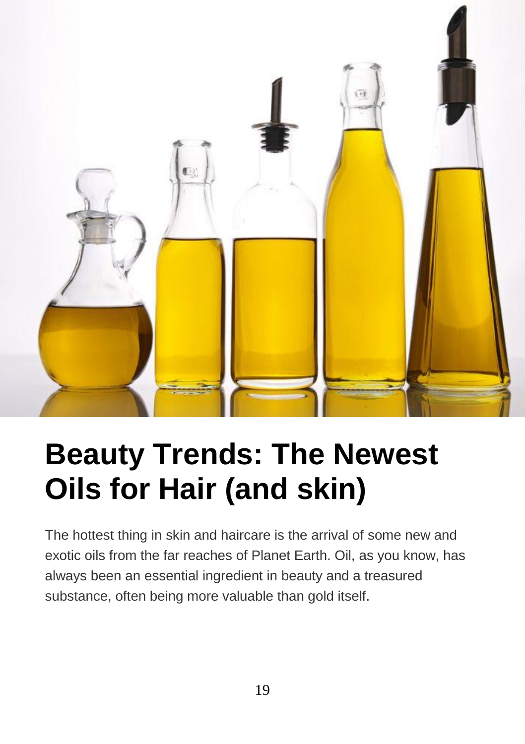# Beauty Trends: The Newest Oils for Hair (and skin)

The hottest thing in skin and haircare is the arrival of some new and exotic oils from the far reaches of Planet Earth. Oil, as you know, has always been an essential ingredient in beauty and a treasured substance, often being more valuable than gold itself.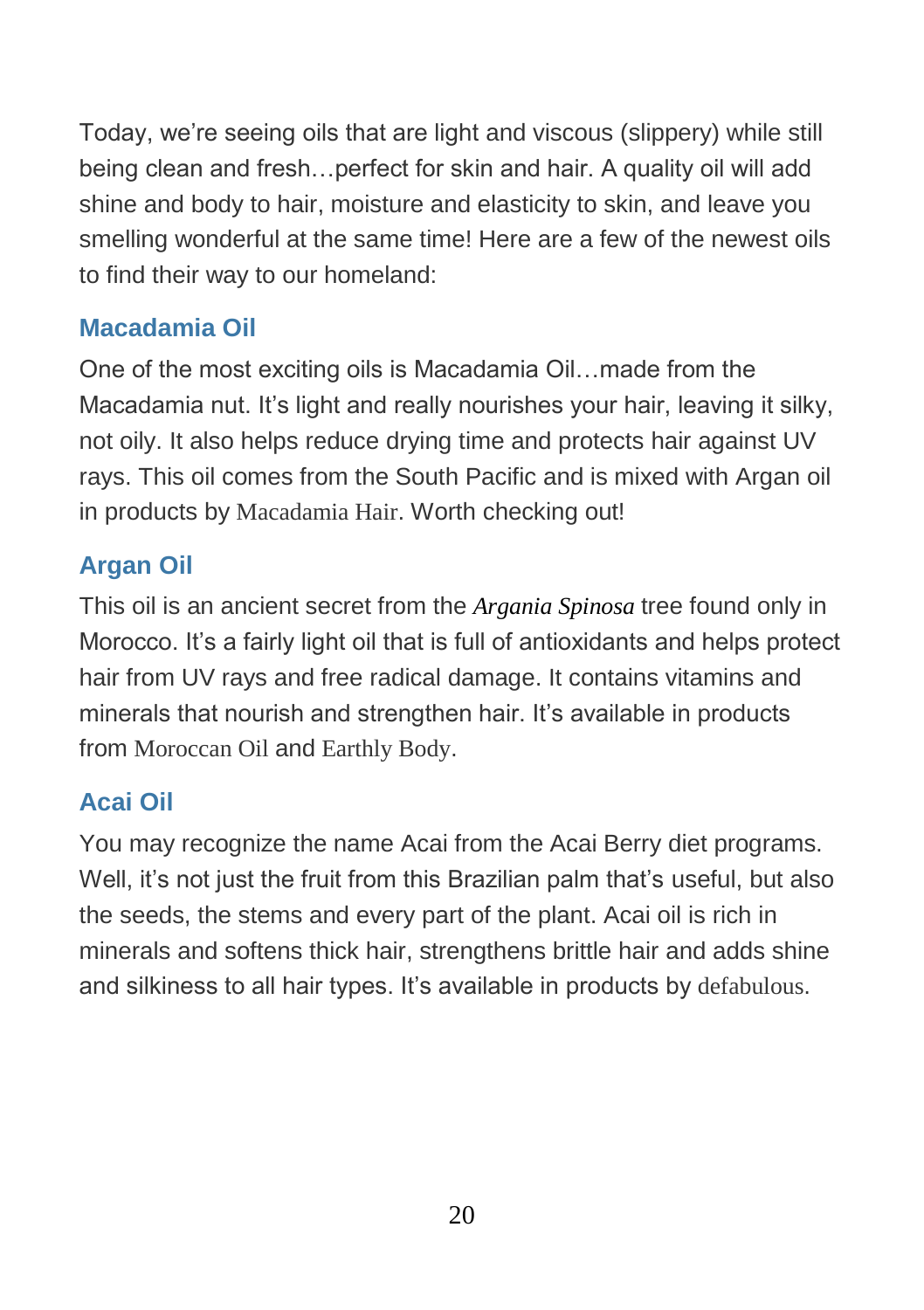Today, we're seeing oils that are light and viscous (slippery) while still being clean and fresh…perfect for skin and hair. A quality oil will add shine and body to hair, moisture and elasticity to skin, and leave you smelling wonderful at the same time! Here are a few of the newest oils to find their way to our homeland:

### Macadamia Oil

One of the most exciting oils is Macadamia Oil…made from the Macadamia nut. It's light and really nourishes your hair, leaving it silky, not oily. It also helps reduce drying time and protects hair against UV rays. This oil comes from the South Pacific and is mixed with Argan oil in products by Macadamia Hair. Worth checking out!

### Argan Oil

This oil is an ancient secret from the *Argania Spinosa* tree found only in Morocco. It's a fairly light oil that is full of antioxidants and helps protect hair from UV rays and free radical damage. It contains vitamins and minerals that nourish and strengthen hair. It's available in products from Moroccan Oil and Earthly Body.

### Acai Oil

You may recognize the name Acai from the Acai Berry diet programs. Well, it's not just the fruit from this Brazilian palm that's useful, but also the seeds, the stems and every part of the plant. Acai oil is rich in minerals and softens thick hair, strengthens brittle hair and adds shine and silkiness to all hair types. It's available in products by defabulous.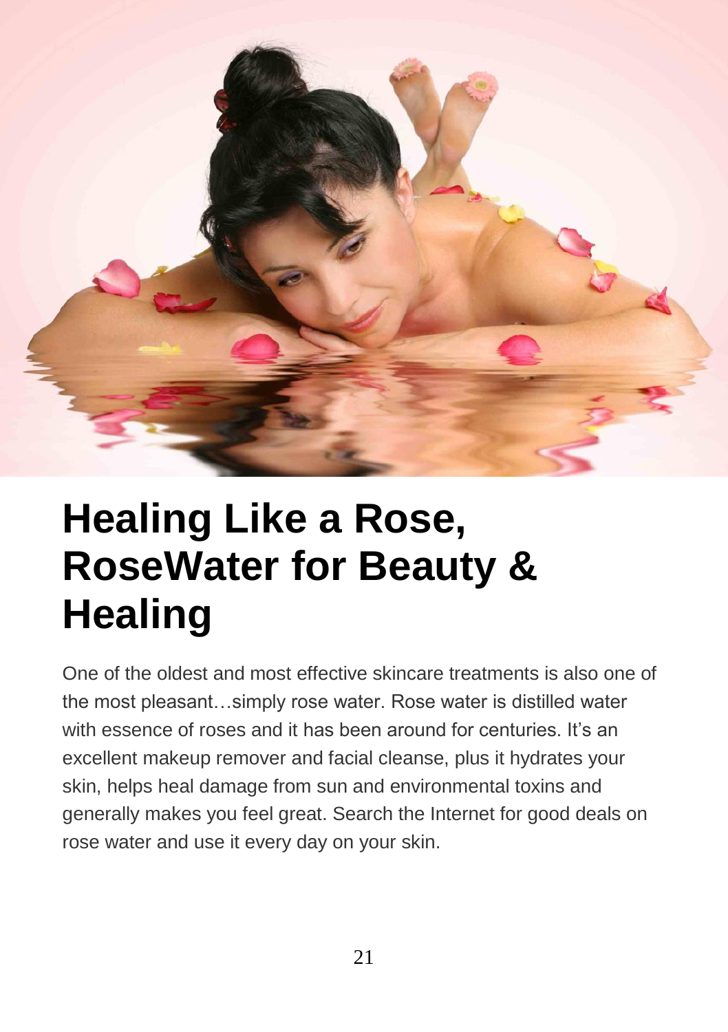# Healing Like a Rose, RoseWater for Beauty & Healing

One of the oldest and most effective skincare treatments is also one of the most pleasant…simply rose water. Rose water is distilled water with essence of roses and it has been around for centuries. It's an excellent makeup remover and facial cleanse, plus it hydrates your skin, helps heal damage from sun and environmental toxins and generally makes you feel great. Search the Internet for good deals on rose water and use it every day on your skin.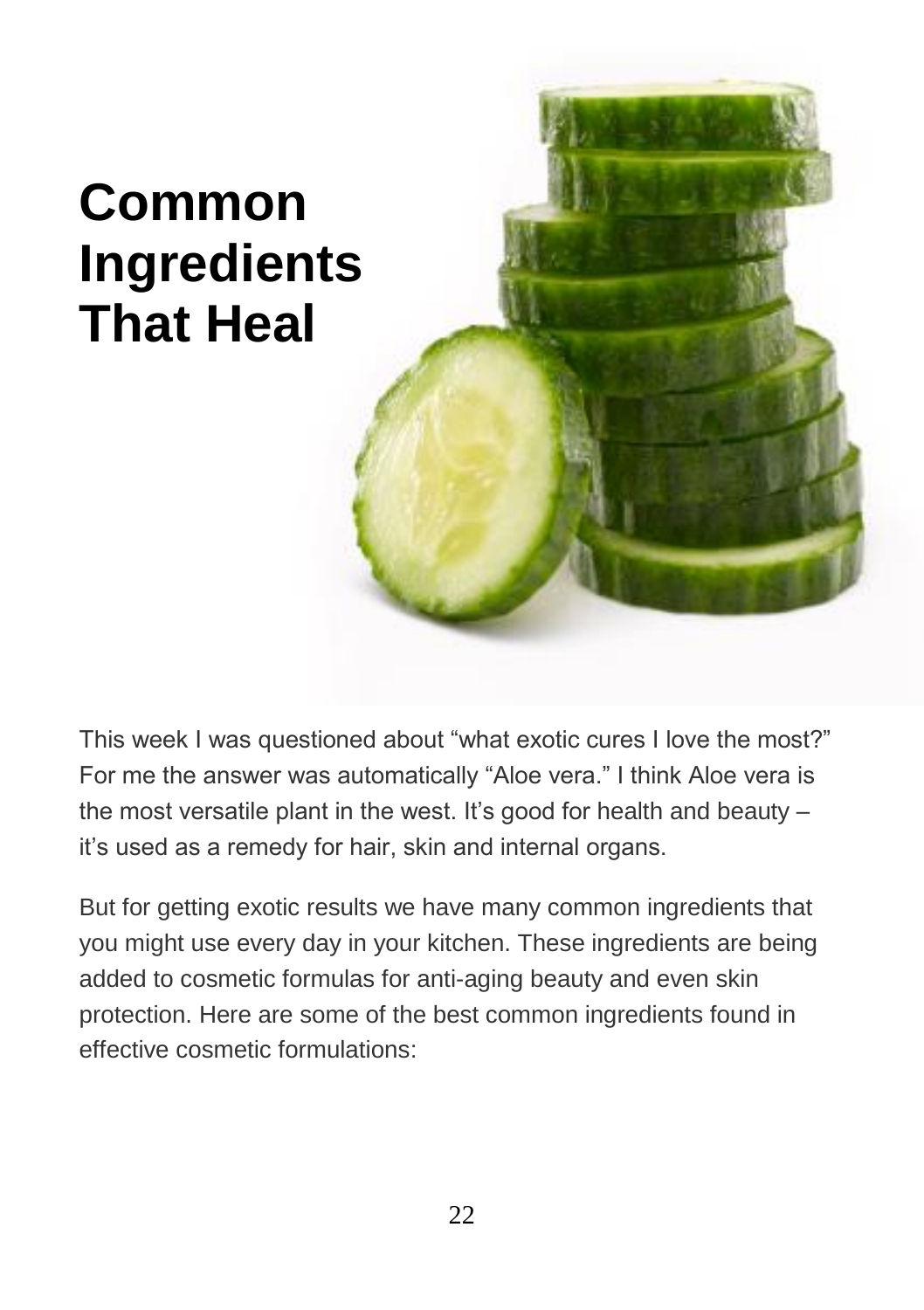# Common Ingredients That Heal

This week I was questioned about "what exotic cures I love the most?" For me the answer was automatically "Aloe vera." I think Aloe vera is the most versatile plant in the west. It's good for health and beauty – it's used as a remedy for hair, skin and internal organs.

But for getting exotic results we have many common ingredients that you might use every day in your kitchen. These ingredients are being added to cosmetic formulas for anti-aging beauty and even skin protection. Here are some of the best common ingredients found in effective cosmetic formulations: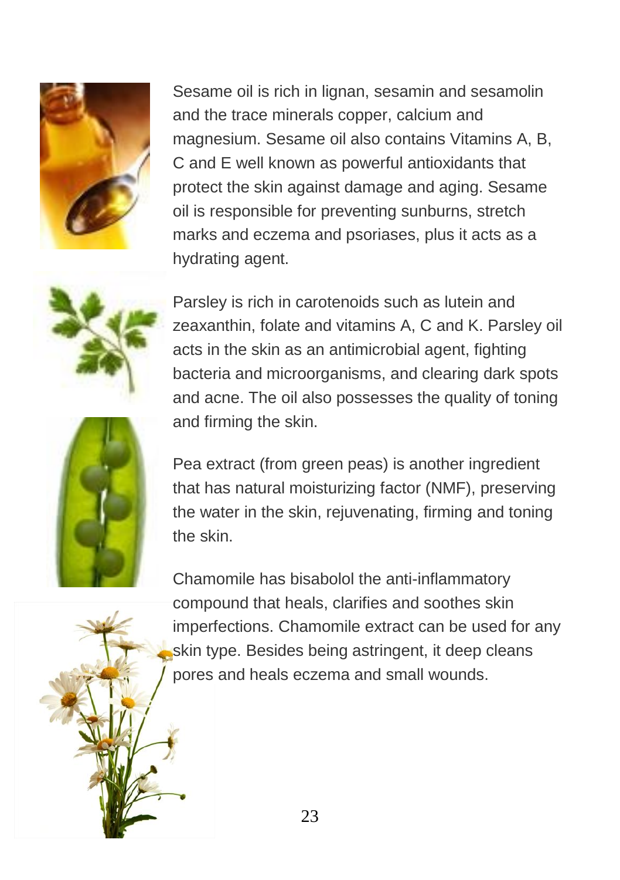Sesame oil is rich in lignan, sesamin and sesamolin and the trace minerals copper, calcium and magnesium. Sesame oil also contains Vitamins A, B, C and E well known as powerful antioxidants that protect the skin against damage and aging. Sesame oil is responsible for preventing sunburns, stretch marks and eczema and psoriases, plus it acts as a hydrating agent.

Parsley is rich in carotenoids such as lutein and zeaxanthin, folate and vitamins A, C and K. Parsley oil acts in the skin as an antimicrobial agent, fighting bacteria and microorganisms, and clearing dark spots and acne. The oil also possesses the quality of toning and firming the skin.

Pea extract (from green peas) is another ingredient that has natural moisturizing factor (NMF), preserving the water in the skin, rejuvenating, firming and toning the skin.

Chamomile has bisabolol the anti-inflammatory compound that heals, clarifies and soothes skin imperfections. Chamomile extract can be used for any skin type. Besides being astringent, it deep cleans pores and heals eczema and small wounds.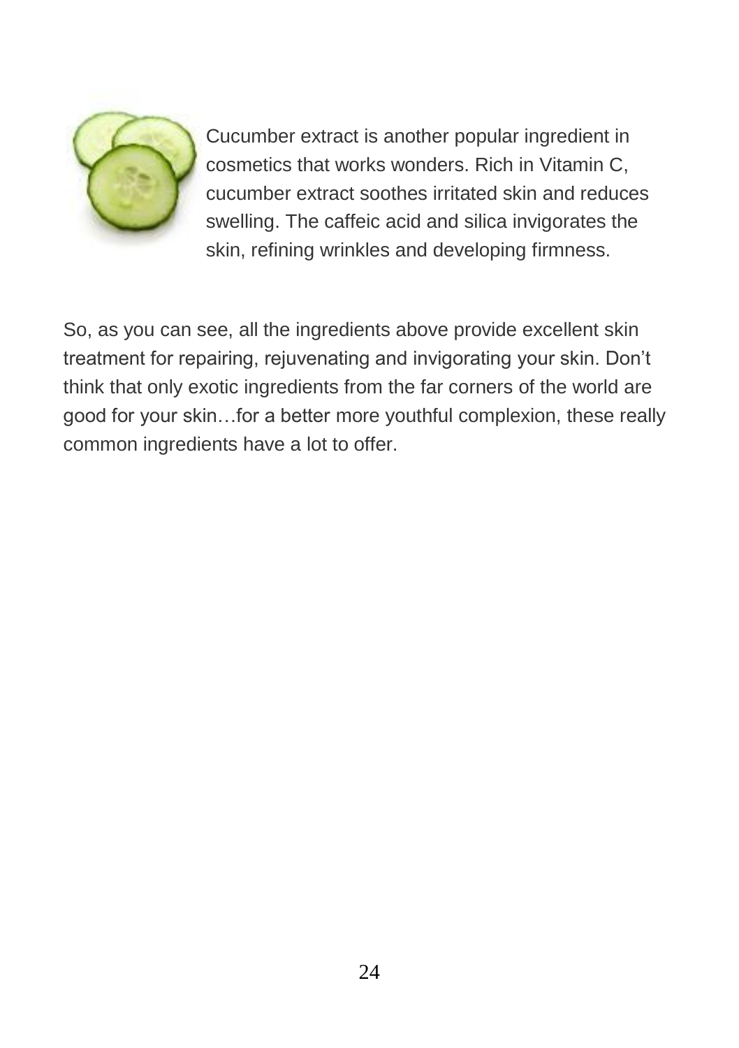Cucumber extract is another popular ingredient in cosmetics that works wonders. Rich in Vitamin C, cucumber extract soothes irritated skin and reduces swelling. The caffeic acid and silica invigorates the skin, refining wrinkles and developing firmness.

So, as you can see, all the ingredients above provide excellent skin treatment for repairing, rejuvenating and invigorating your skin. Don't think that only exotic ingredients from the far corners of the world are good for your skin…for a better more youthful complexion, these really common ingredients have a lot to offer.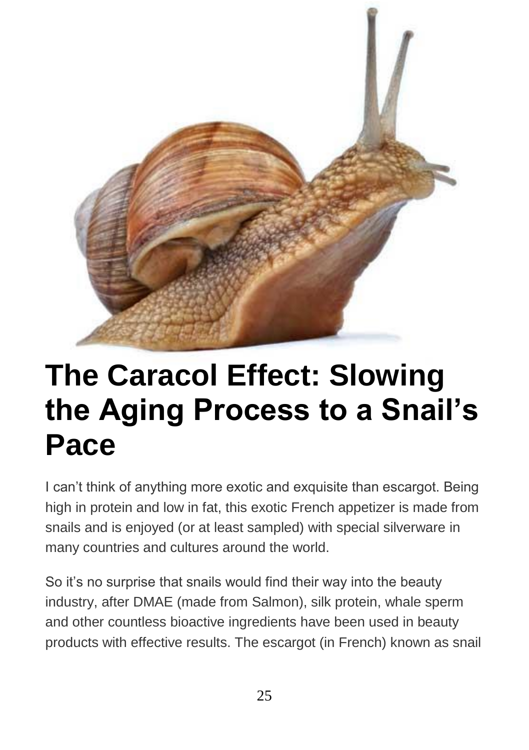# The Caracol Effect: Slowing the Aging Process to a Snail's Pace

I can't think of anything more exotic and exquisite than escargot. Being high in protein and low in fat, this exotic French appetizer is made from snails and is enjoyed (or at least sampled) with special silverware in many countries and cultures around the world.

So it's no surprise that snails would find their way into the beauty industry, after DMAE (made from Salmon), silk protein, whale sperm and other countless bioactive ingredients have been used in beauty products with effective results. The escargot (in French) known as snail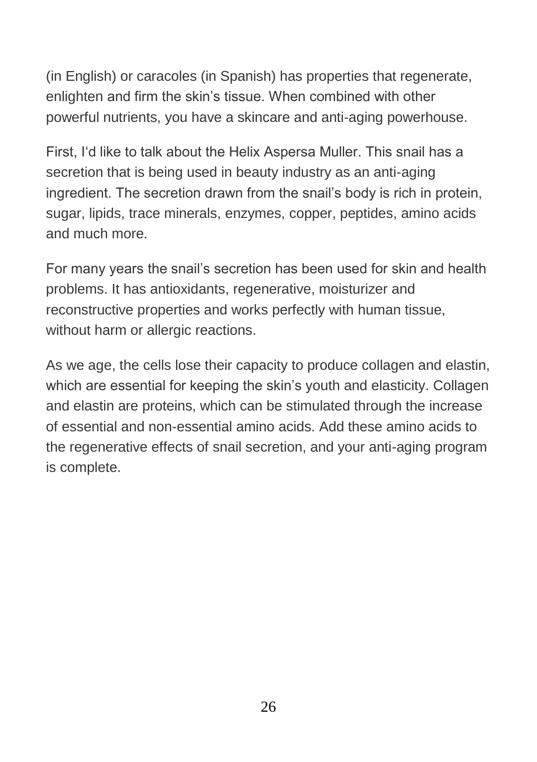(in English) or caracoles (in Spanish) has properties that regenerate, enlighten and firm the skin's tissue. When combined with other powerful nutrients, you have a skincare and anti-aging powerhouse.

First, I'd like to talk about the Helix Aspersa Muller. This snail has a secretion that is being used in beauty industry as an anti-aging ingredient. The secretion drawn from the snail's body is rich in protein, sugar, lipids, trace minerals, enzymes, copper, peptides, amino acids and much more.

For many years the snail's secretion has been used for skin and health problems. It has antioxidants, regenerative, moisturizer and reconstructive properties and works perfectly with human tissue, without harm or allergic reactions.

As we age, the cells lose their capacity to produce collagen and elastin, which are essential for keeping the skin's youth and elasticity. Collagen and elastin are proteins, which can be stimulated through the increase of essential and non-essential amino acids. Add these amino acids to the regenerative effects of snail secretion, and your anti-aging program is complete.